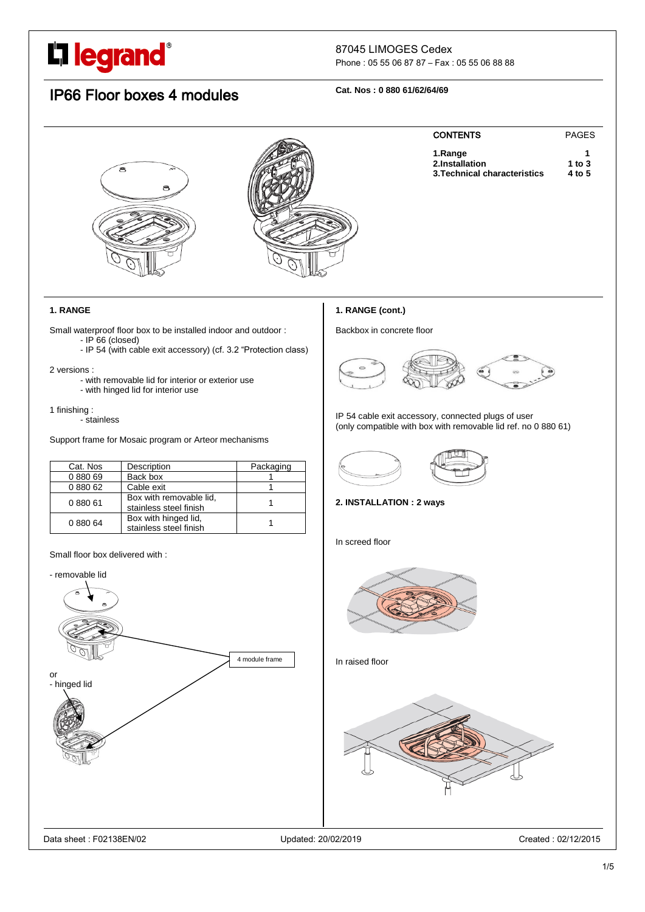87045 LIMOGES Cedex
Phone : 05 55 06 87 87 – Fax : 05 55 06 88 88

# IP66 Floor boxes 4 modules

**Cat. Nos : 0 880 61/62/64/69**

| CONTENTS | PAGES |
|---|---|
| **1.Range** | **1** |
| **2.Installation** | **1 to 3** |
| **3.Technical characteristics** | **4 to 5** |

## 1. RANGE

Small waterproof floor box to be installed indoor and outdoor :
- IP 66 (closed)
- IP 54 (with cable exit accessory) (cf. 3.2 "Protection class)

2 versions :
- with removable lid for interior or exterior use
- with hinged lid for interior use

1 finishing :
- stainless

Support frame for Mosaic program or Arteor mechanisms

| Cat. Nos | Description | Packaging |
|---|---|---|
| 0 880 69 | Back box | 1 |
| 0 880 62 | Cable exit | 1 |
| 0 880 61 | Box with removable lid, stainless steel finish | 1 |
| 0 880 64 | Box with hinged lid, stainless steel finish | 1 |

Small floor box delivered with :

- removable lid

or
- hinged lid

4 module frame

## 1. RANGE (cont.)

Backbox in concrete floor

IP 54 cable exit accessory, connected plugs of user
(only compatible with box with removable lid ref. no 0 880 61)

## 2. INSTALLATION : 2 ways

In screed floor

In raised floor

Data sheet : F02138EN/02 Updated: 20/02/2019 Created : 02/12/2015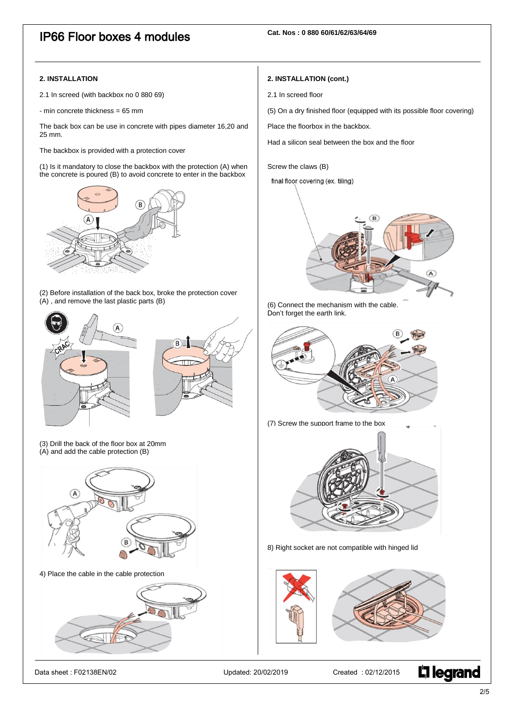# IP66 Floor boxes 4 modules

**Cat. Nos : 0 880 60/61/62/63/64/69**

**2. INSTALLATION**

2.1 In screed (with backbox no 0 880 69)

- min concrete thickness = 65 mm

The back box can be use in concrete with pipes diameter 16,20 and 25 mm.

The backbox is provided with a protection cover

(1) Is it mandatory to close the backbox with the protection (A) when the concrete is poured (B) to avoid concrete to enter in the backbox

(2) Before installation of the back box, broke the protection cover (A) , and remove the last plastic parts (B)

(3) Drill the back of the floor box at 20mm (A) and add the cable protection (B)

4) Place the cable in the cable protection

**2. INSTALLATION (cont.)**

2.1 In screed floor

(5) On a dry finished floor (equipped with its possible floor covering)

Place the floorbox in the backbox.

Had a silicon seal between the box and the floor

Screw the claws (B)

final floor covering (ex. tiling)

(6) Connect the mechanism with the cable.
Don't forget the earth link.

(7) Screw the support frame to the box

8) Right socket are not compatible with hinged lid

Data sheet : F02138EN/02 Updated: 20/02/2019 Created : 02/12/2015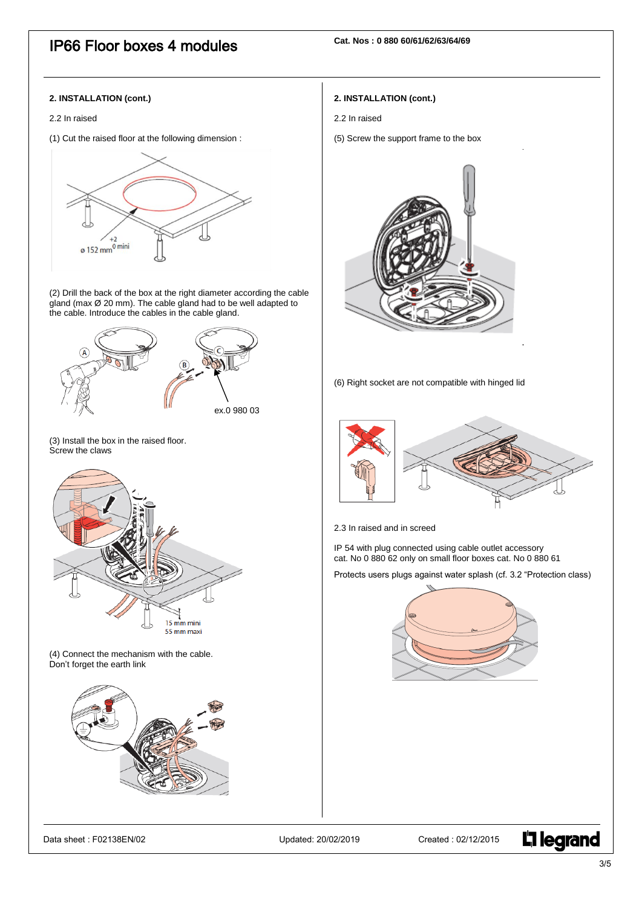## 2. INSTALLATION (cont.)

2.2 In raised

(1) Cut the raised floor at the following dimension :

ø 152 mm $^{+2}_{0}$ mini

(2) Drill the back of the box at the right diameter according the cable gland (max Ø 20 mm). The cable gland had to be well adapted to the cable. Introduce the cables in the cable gland.

ex.0 980 03

(3) Install the box in the raised floor.
Screw the claws

15 mm mini
55 mm maxi

(4) Connect the mechanism with the cable.
Don't forget the earth link

## 2. INSTALLATION (cont.)

2.2 In raised

(5) Screw the support frame to the box

(6) Right socket are not compatible with hinged lid

2.3 In raised and in screed

IP 54 with plug connected using cable outlet accessory
cat. No 0 880 62 only on small floor boxes cat. No 0 880 61

Protects users plugs against water splash (cf. 3.2 "Protection class)

Data sheet : F02138EN/02 Updated: 20/02/2019 Created : 02/12/2015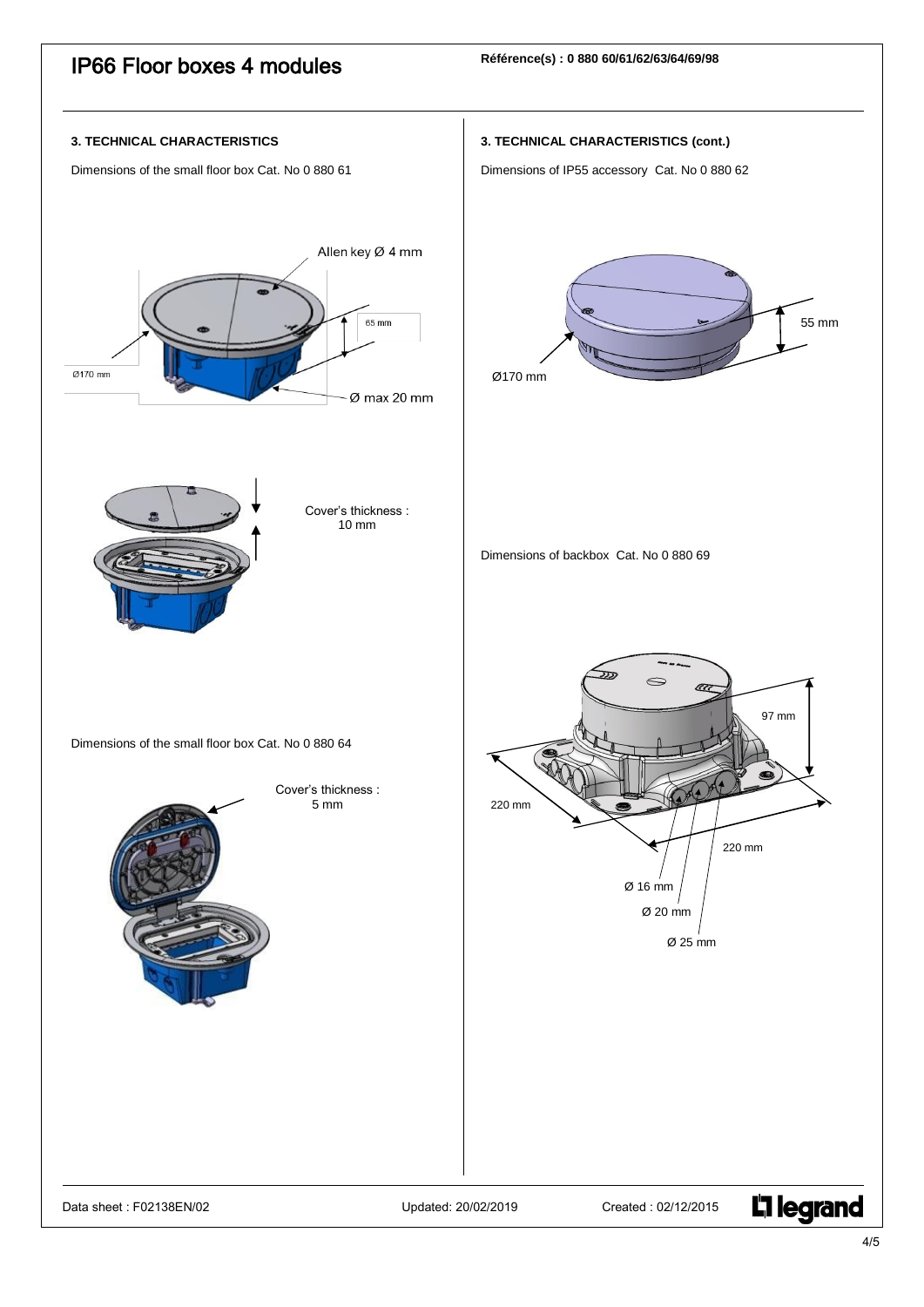## 3. TECHNICAL CHARACTERISTICS

Dimensions of the small floor box Cat. No 0 880 61

Allen key Ø 4 mm

65 mm

Ø170 mm

Ø max 20 mm

Cover's thickness :
10 mm

Dimensions of the small floor box Cat. No 0 880 64

Cover's thickness :
5 mm

## 3. TECHNICAL CHARACTERISTICS (cont.)

Dimensions of IP55 accessory Cat. No 0 880 62

55 mm

Ø170 mm

Dimensions of backbox Cat. No 0 880 69

97 mm

220 mm

220 mm

Ø 16 mm

Ø 20 mm

Ø 25 mm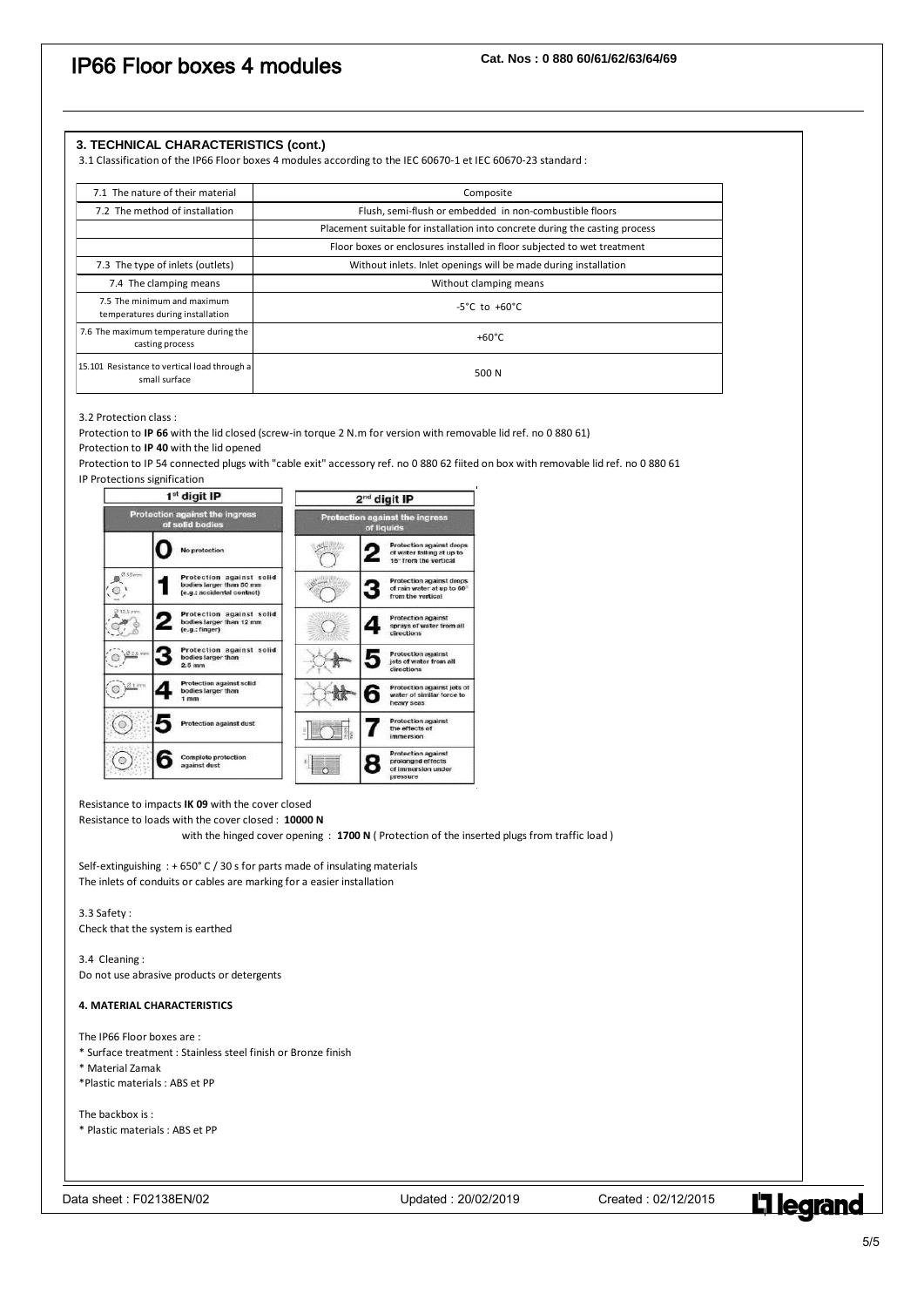### 3. TECHNICAL CHARACTERISTICS (cont.)

3.1 Classification of the IP66 Floor boxes 4 modules according to the IEC 60670-1 et IEC 60670-23 standard :

| | |
|---|---|
| 7.1 The nature of their material | Composite |
| 7.2 The method of installation | Flush, semi-flush or embedded in non-combustible floors |
| | Placement suitable for installation into concrete during the casting process |
| | Floor boxes or enclosures installed in floor subjected to wet treatment |
| 7.3 The type of inlets (outlets) | Without inlets. Inlet openings will be made during installation |
| 7.4 The clamping means | Without clamping means |
| 7.5 The minimum and maximum temperatures during installation | -5°C to +60°C |
| 7.6 The maximum temperature during the casting process | +60°C |
| 15.101 Resistance to vertical load through a small surface | 500 N |

3.2 Protection class :

Protection to **IP 66** with the lid closed (screw-in torque 2 N.m for version with removable lid ref. no 0 880 61)

Protection to **IP 40** with the lid opened

Protection to IP 54 connected plugs with "cable exit" accessory ref. no 0 880 62 fiited on box with removable lid ref. no 0 880 61

IP Protections signification

| 1st digit IP | Protection against the ingress of solid bodies |
|---|---|
| 0 | No protection |
| 1 | Protection against solid bodies larger than 50 mm (e.g.: accidental contact) |
| 2 | Protection against solid bodies larger than 12 mm (e.g.: finger) |
| 3 | Protection against solid bodies larger than 2.5 mm |
| 4 | Protection against solid bodies larger than 1 mm |
| 5 | Protection against dust |
| 6 | Complete protection against dust |

| 2nd digit IP | Protection against the ingress of liquids |
|---|---|
| 2 | Protection against drops of water falling at up to 15° from the vertical |
| 3 | Protection against drops of rain water at up to 60° from the vertical |
| 4 | Protection against sprays of water from all directions |
| 5 | Protection against jets of water from all directions |
| 6 | Protection against jets of water of similar force to heavy seas |
| 7 | Protection against the effects of immersion |
| 8 | Protection against prolonged effects of immersion under pressure |

Resistance to impacts **IK 09** with the cover closed

Resistance to loads with the cover closed : **10000 N**

with the hinged cover opening : **1700 N** ( Protection of the inserted plugs from traffic load )

Self-extinguishing : + 650° C / 30 s for parts made of insulating materials

The inlets of conduits or cables are marking for a easier installation

3.3 Safety :

Check that the system is earthed

3.4 Cleaning :

Do not use abrasive products or detergents

**4. MATERIAL CHARACTERISTICS**

The IP66 Floor boxes are :

* Surface treatment : Stainless steel finish or Bronze finish
* Material Zamak
* Plastic materials : ABS et PP

The backbox is :

* Plastic materials : ABS et PP